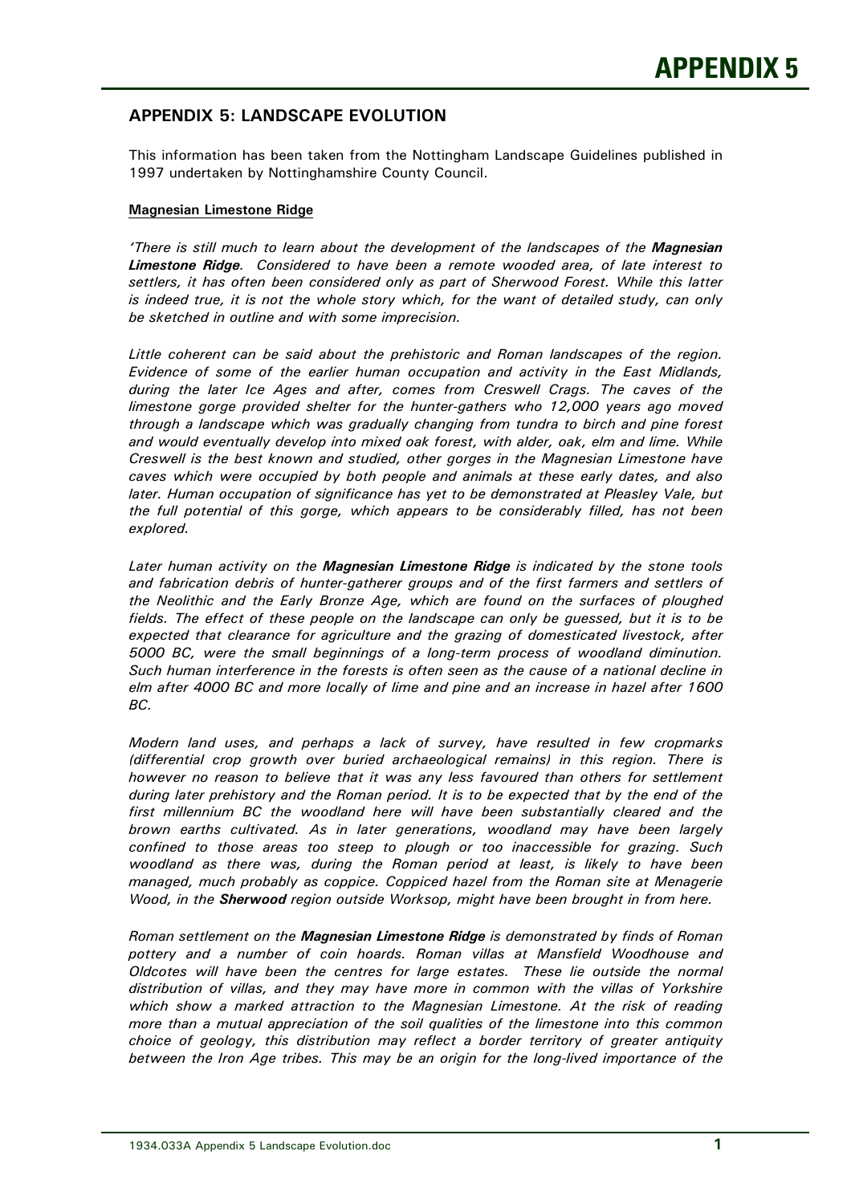## APPENDIX 5: LANDSCAPE EVOLUTION

This information has been taken from the Nottingham Landscape Guidelines published in 1997 undertaken by Nottinghamshire County Council.

**Magnesian Limestone Ridge**

*'There is still much to learn about the development of the landscapes of the **Magnesian Limestone Ridge**. Considered to have been a remote wooded area, of late interest to settlers, it has often been considered only as part of Sherwood Forest. While this latter is indeed true, it is not the whole story which, for the want of detailed study, can only be sketched in outline and with some imprecision.*

*Little coherent can be said about the prehistoric and Roman landscapes of the region. Evidence of some of the earlier human occupation and activity in the East Midlands, during the later Ice Ages and after, comes from Creswell Crags. The caves of the limestone gorge provided shelter for the hunter-gathers who 12,000 years ago moved through a landscape which was gradually changing from tundra to birch and pine forest and would eventually develop into mixed oak forest, with alder, oak, elm and lime. While Creswell is the best known and studied, other gorges in the Magnesian Limestone have caves which were occupied by both people and animals at these early dates, and also later. Human occupation of significance has yet to be demonstrated at Pleasley Vale, but the full potential of this gorge, which appears to be considerably filled, has not been explored.*

*Later human activity on the **Magnesian Limestone Ridge** is indicated by the stone tools and fabrication debris of hunter-gatherer groups and of the first farmers and settlers of the Neolithic and the Early Bronze Age, which are found on the surfaces of ploughed fields. The effect of these people on the landscape can only be guessed, but it is to be expected that clearance for agriculture and the grazing of domesticated livestock, after 5000 BC, were the small beginnings of a long-term process of woodland diminution. Such human interference in the forests is often seen as the cause of a national decline in elm after 4000 BC and more locally of lime and pine and an increase in hazel after 1600 BC.*

*Modern land uses, and perhaps a lack of survey, have resulted in few cropmarks (differential crop growth over buried archaeological remains) in this region. There is however no reason to believe that it was any less favoured than others for settlement during later prehistory and the Roman period. It is to be expected that by the end of the first millennium BC the woodland here will have been substantially cleared and the brown earths cultivated. As in later generations, woodland may have been largely confined to those areas too steep to plough or too inaccessible for grazing. Such woodland as there was, during the Roman period at least, is likely to have been managed, much probably as coppice. Coppiced hazel from the Roman site at Menagerie Wood, in the **Sherwood** region outside Worksop, might have been brought in from here.*

*Roman settlement on the **Magnesian Limestone Ridge** is demonstrated by finds of Roman pottery and a number of coin hoards. Roman villas at Mansfield Woodhouse and Oldcotes will have been the centres for large estates. These lie outside the normal distribution of villas, and they may have more in common with the villas of Yorkshire which show a marked attraction to the Magnesian Limestone. At the risk of reading more than a mutual appreciation of the soil qualities of the limestone into this common choice of geology, this distribution may reflect a border territory of greater antiquity between the Iron Age tribes. This may be an origin for the long-lived importance of the*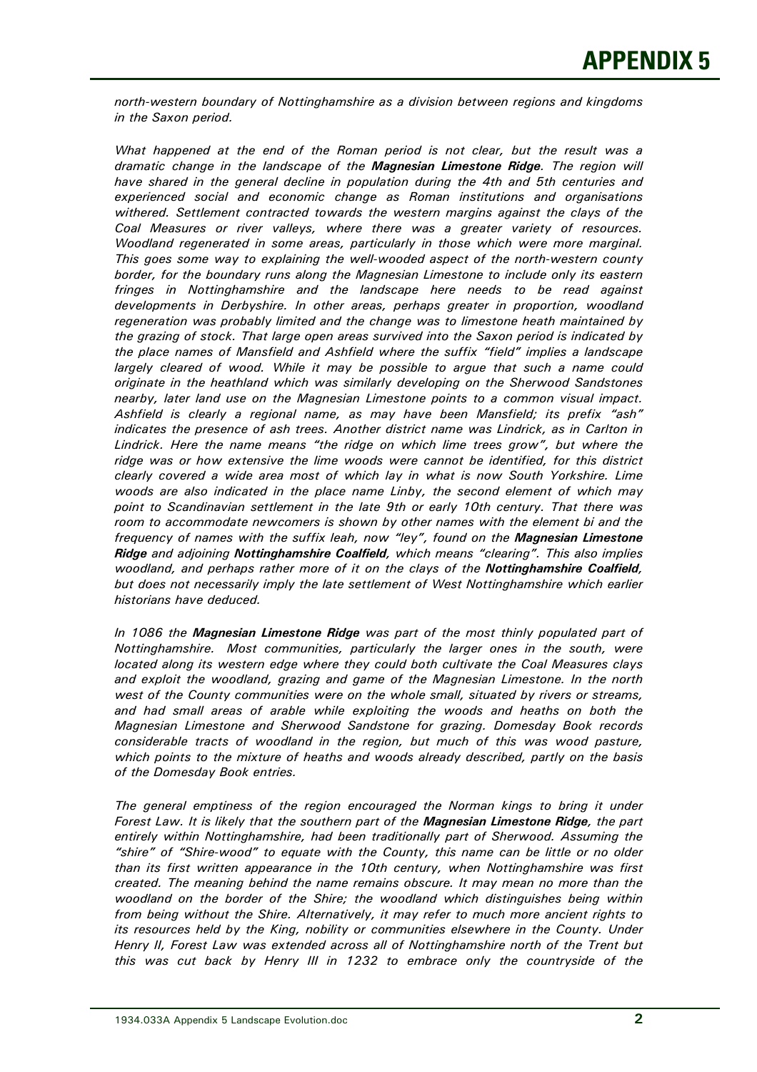*north-western boundary of Nottinghamshire as a division between regions and kingdoms in the Saxon period.*

*What happened at the end of the Roman period is not clear, but the result was a dramatic change in the landscape of the* ***Magnesian Limestone Ridge****. The region will have shared in the general decline in population during the 4th and 5th centuries and experienced social and economic change as Roman institutions and organisations withered. Settlement contracted towards the western margins against the clays of the Coal Measures or river valleys, where there was a greater variety of resources. Woodland regenerated in some areas, particularly in those which were more marginal. This goes some way to explaining the well-wooded aspect of the north-western county border, for the boundary runs along the Magnesian Limestone to include only its eastern fringes in Nottinghamshire and the landscape here needs to be read against developments in Derbyshire. In other areas, perhaps greater in proportion, woodland regeneration was probably limited and the change was to limestone heath maintained by the grazing of stock. That large open areas survived into the Saxon period is indicated by the place names of Mansfield and Ashfield where the suffix "field" implies a landscape largely cleared of wood. While it may be possible to argue that such a name could originate in the heathland which was similarly developing on the Sherwood Sandstones nearby, later land use on the Magnesian Limestone points to a common visual impact. Ashfield is clearly a regional name, as may have been Mansfield; its prefix "ash" indicates the presence of ash trees. Another district name was Lindrick, as in Carlton in Lindrick. Here the name means "the ridge on which lime trees grow", but where the ridge was or how extensive the lime woods were cannot be identified, for this district clearly covered a wide area most of which lay in what is now South Yorkshire. Lime woods are also indicated in the place name Linby, the second element of which may point to Scandinavian settlement in the late 9th or early 10th century. That there was room to accommodate newcomers is shown by other names with the element bi and the frequency of names with the suffix leah, now "ley", found on the* ***Magnesian Limestone Ridge*** *and adjoining* ***Nottinghamshire Coalfield****, which means "clearing". This also implies woodland, and perhaps rather more of it on the clays of the* ***Nottinghamshire Coalfield****, but does not necessarily imply the late settlement of West Nottinghamshire which earlier historians have deduced.*

*In 1086 the* ***Magnesian Limestone Ridge*** *was part of the most thinly populated part of Nottinghamshire. Most communities, particularly the larger ones in the south, were located along its western edge where they could both cultivate the Coal Measures clays and exploit the woodland, grazing and game of the Magnesian Limestone. In the north west of the County communities were on the whole small, situated by rivers or streams, and had small areas of arable while exploiting the woods and heaths on both the Magnesian Limestone and Sherwood Sandstone for grazing. Domesday Book records considerable tracts of woodland in the region, but much of this was wood pasture, which points to the mixture of heaths and woods already described, partly on the basis of the Domesday Book entries.*

*The general emptiness of the region encouraged the Norman kings to bring it under Forest Law. It is likely that the southern part of the* ***Magnesian Limestone Ridge****, the part entirely within Nottinghamshire, had been traditionally part of Sherwood. Assuming the "shire" of "Shire-wood" to equate with the County, this name can be little or no older than its first written appearance in the 10th century, when Nottinghamshire was first created. The meaning behind the name remains obscure. It may mean no more than the woodland on the border of the Shire; the woodland which distinguishes being within from being without the Shire. Alternatively, it may refer to much more ancient rights to its resources held by the King, nobility or communities elsewhere in the County. Under Henry II, Forest Law was extended across all of Nottinghamshire north of the Trent but this was cut back by Henry III in 1232 to embrace only the countryside of the*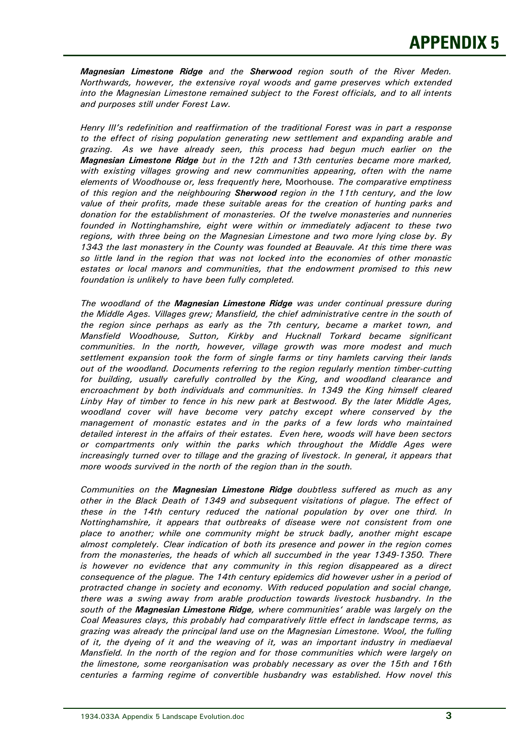*__Magnesian Limestone Ridge__ and the __Sherwood__ region south of the River Meden. Northwards, however, the extensive royal woods and game preserves which extended into the Magnesian Limestone remained subject to the Forest officials, and to all intents and purposes still under Forest Law.*

*Henry III's redefinition and reaffirmation of the traditional Forest was in part a response to the effect of rising population generating new settlement and expanding arable and grazing. As we have already seen, this process had begun much earlier on the __Magnesian Limestone Ridge__ but in the 12th and 13th centuries became more marked, with existing villages growing and new communities appearing, often with the name elements of Woodhouse or, less frequently here,* Moorhouse*. The comparative emptiness of this region and the neighbouring __Sherwood__ region in the 11th century, and the low value of their profits, made these suitable areas for the creation of hunting parks and donation for the establishment of monasteries. Of the twelve monasteries and nunneries founded in Nottinghamshire, eight were within or immediately adjacent to these two regions, with three being on the Magnesian Limestone and two more lying close by. By 1343 the last monastery in the County was founded at Beauvale. At this time there was so little land in the region that was not locked into the economies of other monastic estates or local manors and communities, that the endowment promised to this new foundation is unlikely to have been fully completed.*

*The woodland of the __Magnesian Limestone Ridge__ was under continual pressure during the Middle Ages. Villages grew; Mansfield, the chief administrative centre in the south of the region since perhaps as early as the 7th century, became a market town, and Mansfield Woodhouse, Sutton, Kirkby and Hucknall Torkard became significant communities. In the north, however, village growth was more modest and much settlement expansion took the form of single farms or tiny hamlets carving their lands out of the woodland. Documents referring to the region regularly mention timber-cutting for building, usually carefully controlled by the King, and woodland clearance and encroachment by both individuals and communities. In 1349 the King himself cleared Linby Hay of timber to fence in his new park at Bestwood. By the later Middle Ages, woodland cover will have become very patchy except where conserved by the management of monastic estates and in the parks of a few lords who maintained detailed interest in the affairs of their estates. Even here, woods will have been sectors or compartments only within the parks which throughout the Middle Ages were increasingly turned over to tillage and the grazing of livestock. In general, it appears that more woods survived in the north of the region than in the south.*

*Communities on the __Magnesian Limestone Ridge__ doubtless suffered as much as any other in the Black Death of 1349 and subsequent visitations of plague. The effect of these in the 14th century reduced the national population by over one third. In Nottinghamshire, it appears that outbreaks of disease were not consistent from one place to another; while one community might be struck badly, another might escape almost completely. Clear indication of both its presence and power in the region comes from the monasteries, the heads of which all succumbed in the year 1349-1350. There is however no evidence that any community in this region disappeared as a direct consequence of the plague. The 14th century epidemics did however usher in a period of protracted change in society and economy. With reduced population and social change, there was a swing away from arable production towards livestock husbandry. In the south of the __Magnesian Limestone Ridge__, where communities' arable was largely on the Coal Measures clays, this probably had comparatively little effect in landscape terms, as grazing was already the principal land use on the Magnesian Limestone. Wool, the fulling of it, the dyeing of it and the weaving of it, was an important industry in mediaeval Mansfield. In the north of the region and for those communities which were largely on the limestone, some reorganisation was probably necessary as over the 15th and 16th centuries a farming regime of convertible husbandry was established. How novel this*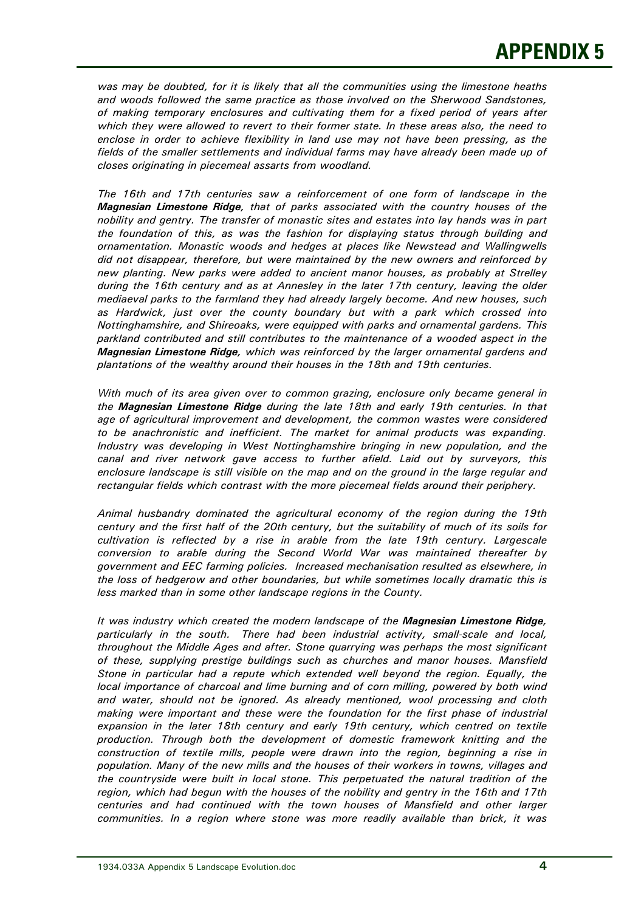*was may be doubted, for it is likely that all the communities using the limestone heaths and woods followed the same practice as those involved on the Sherwood Sandstones, of making temporary enclosures and cultivating them for a fixed period of years after which they were allowed to revert to their former state. In these areas also, the need to enclose in order to achieve flexibility in land use may not have been pressing, as the fields of the smaller settlements and individual farms may have already been made up of closes originating in piecemeal assarts from woodland.*

*The 16th and 17th centuries saw a reinforcement of one form of landscape in the **Magnesian Limestone Ridge**, that of parks associated with the country houses of the nobility and gentry. The transfer of monastic sites and estates into lay hands was in part the foundation of this, as was the fashion for displaying status through building and ornamentation. Monastic woods and hedges at places like Newstead and Wallingwells did not disappear, therefore, but were maintained by the new owners and reinforced by new planting. New parks were added to ancient manor houses, as probably at Strelley during the 16th century and as at Annesley in the later 17th century, leaving the older mediaeval parks to the farmland they had already largely become. And new houses, such as Hardwick, just over the county boundary but with a park which crossed into Nottinghamshire, and Shireoaks, were equipped with parks and ornamental gardens. This parkland contributed and still contributes to the maintenance of a wooded aspect in the **Magnesian Limestone Ridge**, which was reinforced by the larger ornamental gardens and plantations of the wealthy around their houses in the 18th and 19th centuries.*

*With much of its area given over to common grazing, enclosure only became general in the **Magnesian Limestone Ridge** during the late 18th and early 19th centuries. In that age of agricultural improvement and development, the common wastes were considered to be anachronistic and inefficient. The market for animal products was expanding. Industry was developing in West Nottinghamshire bringing in new population, and the canal and river network gave access to further afield. Laid out by surveyors, this enclosure landscape is still visible on the map and on the ground in the large regular and rectangular fields which contrast with the more piecemeal fields around their periphery.*

*Animal husbandry dominated the agricultural economy of the region during the 19th century and the first half of the 20th century, but the suitability of much of its soils for cultivation is reflected by a rise in arable from the late 19th century. Largescale conversion to arable during the Second World War was maintained thereafter by government and EEC farming policies. Increased mechanisation resulted as elsewhere, in the loss of hedgerow and other boundaries, but while sometimes locally dramatic this is less marked than in some other landscape regions in the County.*

*It was industry which created the modern landscape of the **Magnesian Limestone Ridge**, particularly in the south. There had been industrial activity, small-scale and local, throughout the Middle Ages and after. Stone quarrying was perhaps the most significant of these, supplying prestige buildings such as churches and manor houses. Mansfield Stone in particular had a repute which extended well beyond the region. Equally, the local importance of charcoal and lime burning and of corn milling, powered by both wind and water, should not be ignored. As already mentioned, wool processing and cloth making were important and these were the foundation for the first phase of industrial expansion in the later 18th century and early 19th century, which centred on textile production. Through both the development of domestic framework knitting and the construction of textile mills, people were drawn into the region, beginning a rise in population. Many of the new mills and the houses of their workers in towns, villages and the countryside were built in local stone. This perpetuated the natural tradition of the region, which had begun with the houses of the nobility and gentry in the 16th and 17th centuries and had continued with the town houses of Mansfield and other larger communities. In a region where stone was more readily available than brick, it was*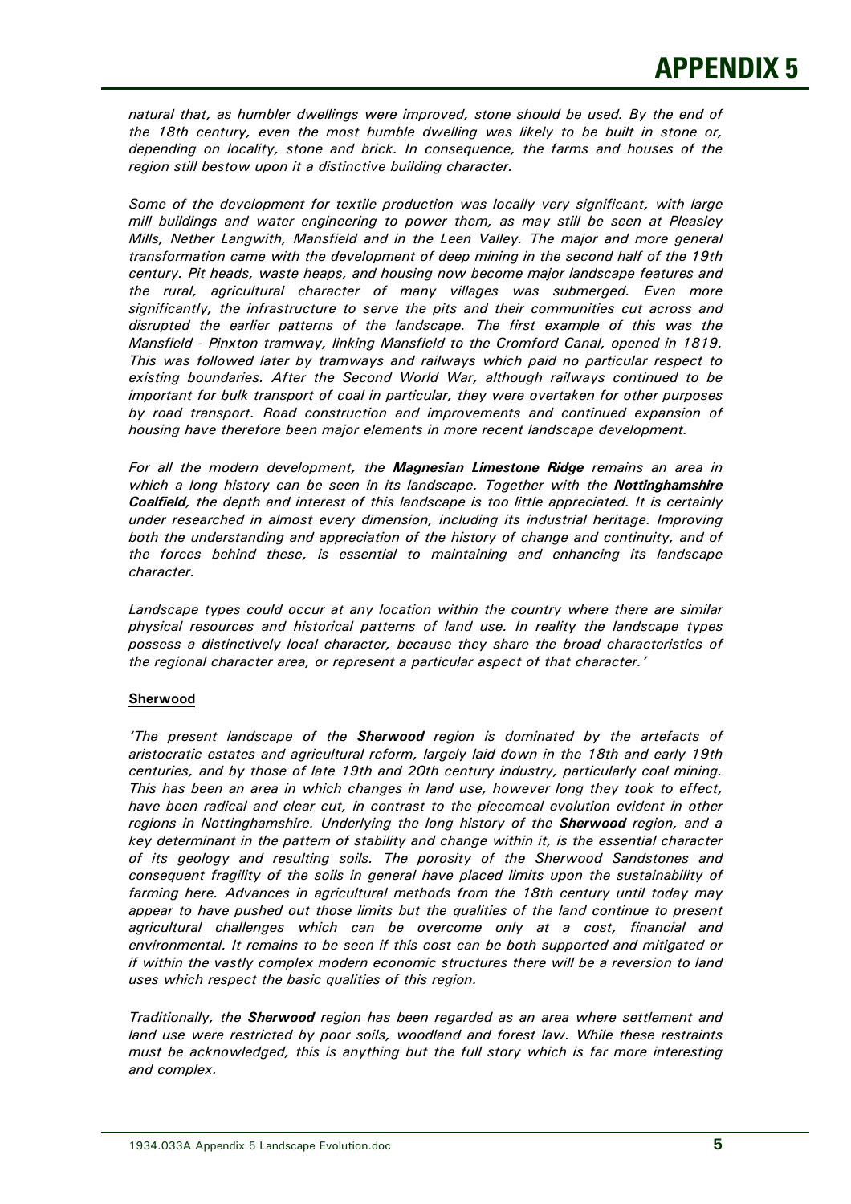*natural that, as humbler dwellings were improved, stone should be used. By the end of the 18th century, even the most humble dwelling was likely to be built in stone or, depending on locality, stone and brick. In consequence, the farms and houses of the region still bestow upon it a distinctive building character.*

*Some of the development for textile production was locally very significant, with large mill buildings and water engineering to power them, as may still be seen at Pleasley Mills, Nether Langwith, Mansfield and in the Leen Valley. The major and more general transformation came with the development of deep mining in the second half of the 19th century. Pit heads, waste heaps, and housing now become major landscape features and the rural, agricultural character of many villages was submerged. Even more significantly, the infrastructure to serve the pits and their communities cut across and disrupted the earlier patterns of the landscape. The first example of this was the Mansfield - Pinxton tramway, linking Mansfield to the Cromford Canal, opened in 1819. This was followed later by tramways and railways which paid no particular respect to existing boundaries. After the Second World War, although railways continued to be important for bulk transport of coal in particular, they were overtaken for other purposes by road transport. Road construction and improvements and continued expansion of housing have therefore been major elements in more recent landscape development.*

*For all the modern development, the **Magnesian Limestone Ridge** remains an area in which a long history can be seen in its landscape. Together with the **Nottinghamshire Coalfield**, the depth and interest of this landscape is too little appreciated. It is certainly under researched in almost every dimension, including its industrial heritage. Improving both the understanding and appreciation of the history of change and continuity, and of the forces behind these, is essential to maintaining and enhancing its landscape character.*

*Landscape types could occur at any location within the country where there are similar physical resources and historical patterns of land use. In reality the landscape types possess a distinctively local character, because they share the broad characteristics of the regional character area, or represent a particular aspect of that character.'*

**Sherwood**

*'The present landscape of the **Sherwood** region is dominated by the artefacts of aristocratic estates and agricultural reform, largely laid down in the 18th and early 19th centuries, and by those of late 19th and 20th century industry, particularly coal mining. This has been an area in which changes in land use, however long they took to effect, have been radical and clear cut, in contrast to the piecemeal evolution evident in other regions in Nottinghamshire. Underlying the long history of the **Sherwood** region, and a key determinant in the pattern of stability and change within it, is the essential character of its geology and resulting soils. The porosity of the Sherwood Sandstones and consequent fragility of the soils in general have placed limits upon the sustainability of farming here. Advances in agricultural methods from the 18th century until today may appear to have pushed out those limits but the qualities of the land continue to present agricultural challenges which can be overcome only at a cost, financial and environmental. It remains to be seen if this cost can be both supported and mitigated or if within the vastly complex modern economic structures there will be a reversion to land uses which respect the basic qualities of this region.*

*Traditionally, the **Sherwood** region has been regarded as an area where settlement and land use were restricted by poor soils, woodland and forest law. While these restraints must be acknowledged, this is anything but the full story which is far more interesting and complex.*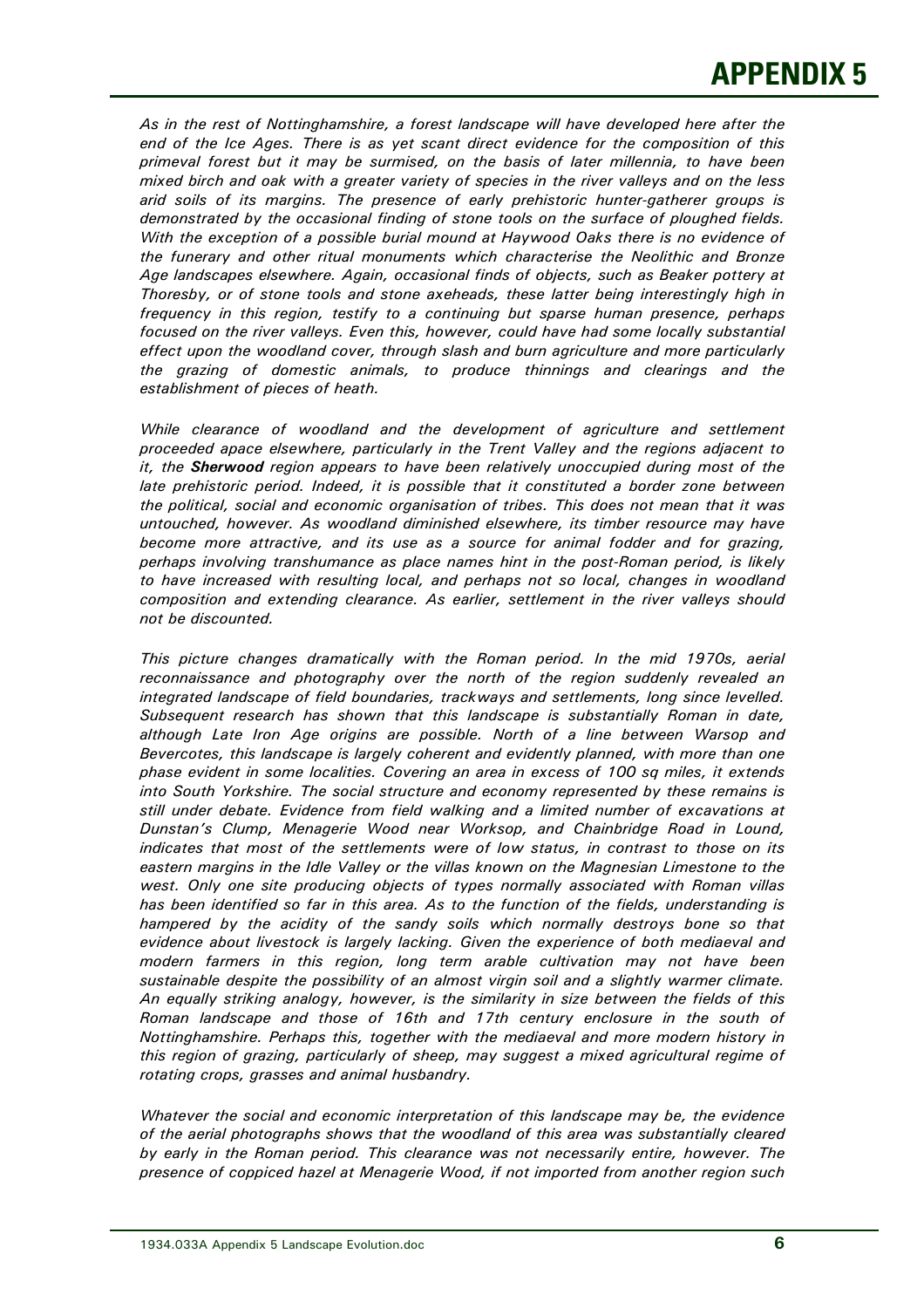*As in the rest of Nottinghamshire, a forest landscape will have developed here after the end of the Ice Ages. There is as yet scant direct evidence for the composition of this primeval forest but it may be surmised, on the basis of later millennia, to have been mixed birch and oak with a greater variety of species in the river valleys and on the less arid soils of its margins. The presence of early prehistoric hunter-gatherer groups is demonstrated by the occasional finding of stone tools on the surface of ploughed fields. With the exception of a possible burial mound at Haywood Oaks there is no evidence of the funerary and other ritual monuments which characterise the Neolithic and Bronze Age landscapes elsewhere. Again, occasional finds of objects, such as Beaker pottery at Thoresby, or of stone tools and stone axeheads, these latter being interestingly high in frequency in this region, testify to a continuing but sparse human presence, perhaps focused on the river valleys. Even this, however, could have had some locally substantial effect upon the woodland cover, through slash and burn agriculture and more particularly the grazing of domestic animals, to produce thinnings and clearings and the establishment of pieces of heath.*

*While clearance of woodland and the development of agriculture and settlement proceeded apace elsewhere, particularly in the Trent Valley and the regions adjacent to it, the* ***Sherwood*** *region appears to have been relatively unoccupied during most of the late prehistoric period. Indeed, it is possible that it constituted a border zone between the political, social and economic organisation of tribes. This does not mean that it was untouched, however. As woodland diminished elsewhere, its timber resource may have become more attractive, and its use as a source for animal fodder and for grazing, perhaps involving transhumance as place names hint in the post-Roman period, is likely to have increased with resulting local, and perhaps not so local, changes in woodland composition and extending clearance. As earlier, settlement in the river valleys should not be discounted.*

*This picture changes dramatically with the Roman period. In the mid 1970s, aerial reconnaissance and photography over the north of the region suddenly revealed an integrated landscape of field boundaries, trackways and settlements, long since levelled. Subsequent research has shown that this landscape is substantially Roman in date, although Late Iron Age origins are possible. North of a line between Warsop and Bevercotes, this landscape is largely coherent and evidently planned, with more than one phase evident in some localities. Covering an area in excess of 100 sq miles, it extends into South Yorkshire. The social structure and economy represented by these remains is still under debate. Evidence from field walking and a limited number of excavations at Dunstan's Clump, Menagerie Wood near Worksop, and Chainbridge Road in Lound, indicates that most of the settlements were of low status, in contrast to those on its eastern margins in the Idle Valley or the villas known on the Magnesian Limestone to the west. Only one site producing objects of types normally associated with Roman villas has been identified so far in this area. As to the function of the fields, understanding is hampered by the acidity of the sandy soils which normally destroys bone so that evidence about livestock is largely lacking. Given the experience of both mediaeval and modern farmers in this region, long term arable cultivation may not have been sustainable despite the possibility of an almost virgin soil and a slightly warmer climate. An equally striking analogy, however, is the similarity in size between the fields of this Roman landscape and those of 16th and 17th century enclosure in the south of Nottinghamshire. Perhaps this, together with the mediaeval and more modern history in this region of grazing, particularly of sheep, may suggest a mixed agricultural regime of rotating crops, grasses and animal husbandry.*

*Whatever the social and economic interpretation of this landscape may be, the evidence of the aerial photographs shows that the woodland of this area was substantially cleared by early in the Roman period. This clearance was not necessarily entire, however. The presence of coppiced hazel at Menagerie Wood, if not imported from another region such*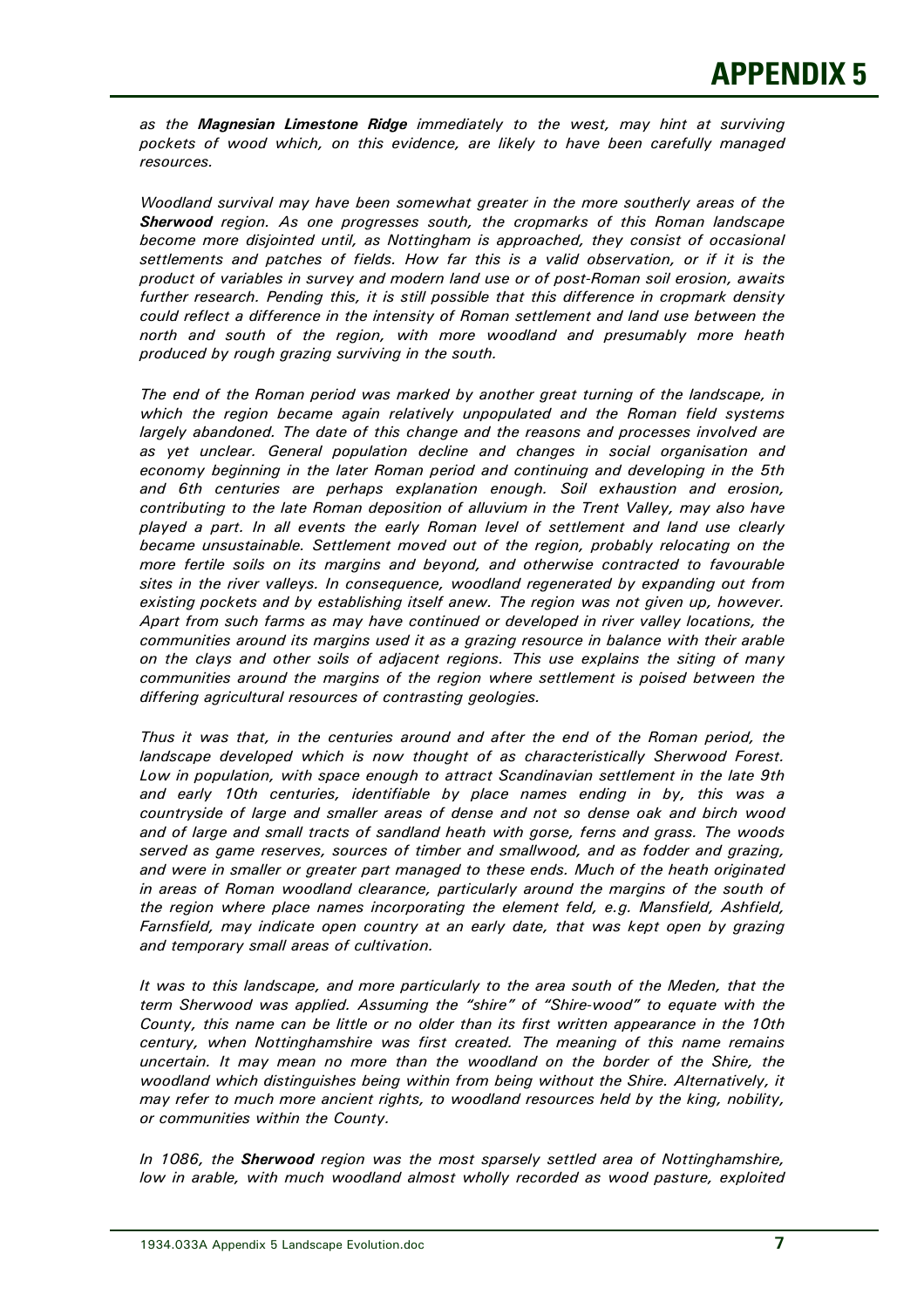*as the **Magnesian Limestone Ridge** immediately to the west, may hint at surviving pockets of wood which, on this evidence, are likely to have been carefully managed resources.*

*Woodland survival may have been somewhat greater in the more southerly areas of the **Sherwood** region. As one progresses south, the cropmarks of this Roman landscape become more disjointed until, as Nottingham is approached, they consist of occasional settlements and patches of fields. How far this is a valid observation, or if it is the product of variables in survey and modern land use or of post-Roman soil erosion, awaits further research. Pending this, it is still possible that this difference in cropmark density could reflect a difference in the intensity of Roman settlement and land use between the north and south of the region, with more woodland and presumably more heath produced by rough grazing surviving in the south.*

*The end of the Roman period was marked by another great turning of the landscape, in which the region became again relatively unpopulated and the Roman field systems largely abandoned. The date of this change and the reasons and processes involved are as yet unclear. General population decline and changes in social organisation and economy beginning in the later Roman period and continuing and developing in the 5th and 6th centuries are perhaps explanation enough. Soil exhaustion and erosion, contributing to the late Roman deposition of alluvium in the Trent Valley, may also have played a part. In all events the early Roman level of settlement and land use clearly became unsustainable. Settlement moved out of the region, probably relocating on the more fertile soils on its margins and beyond, and otherwise contracted to favourable sites in the river valleys. In consequence, woodland regenerated by expanding out from existing pockets and by establishing itself anew. The region was not given up, however. Apart from such farms as may have continued or developed in river valley locations, the communities around its margins used it as a grazing resource in balance with their arable on the clays and other soils of adjacent regions. This use explains the siting of many communities around the margins of the region where settlement is poised between the differing agricultural resources of contrasting geologies.*

*Thus it was that, in the centuries around and after the end of the Roman period, the landscape developed which is now thought of as characteristically Sherwood Forest. Low in population, with space enough to attract Scandinavian settlement in the late 9th and early 10th centuries, identifiable by place names ending in by, this was a countryside of large and smaller areas of dense and not so dense oak and birch wood and of large and small tracts of sandland heath with gorse, ferns and grass. The woods served as game reserves, sources of timber and smallwood, and as fodder and grazing, and were in smaller or greater part managed to these ends. Much of the heath originated in areas of Roman woodland clearance, particularly around the margins of the south of the region where place names incorporating the element feld, e.g. Mansfield, Ashfield, Farnsfield, may indicate open country at an early date, that was kept open by grazing and temporary small areas of cultivation.*

*It was to this landscape, and more particularly to the area south of the Meden, that the term Sherwood was applied. Assuming the "shire" of "Shire-wood" to equate with the County, this name can be little or no older than its first written appearance in the 10th century, when Nottinghamshire was first created. The meaning of this name remains uncertain. It may mean no more than the woodland on the border of the Shire, the woodland which distinguishes being within from being without the Shire. Alternatively, it may refer to much more ancient rights, to woodland resources held by the king, nobility, or communities within the County.*

*In 1086, the **Sherwood** region was the most sparsely settled area of Nottinghamshire, low in arable, with much woodland almost wholly recorded as wood pasture, exploited*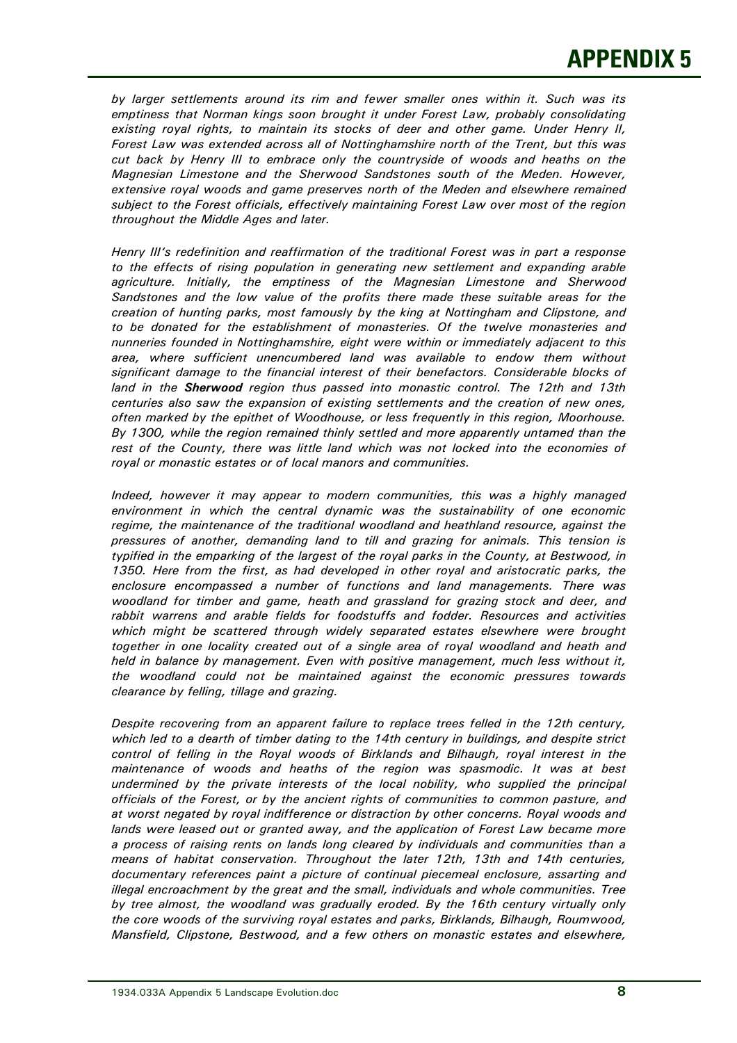*by larger settlements around its rim and fewer smaller ones within it. Such was its emptiness that Norman kings soon brought it under Forest Law, probably consolidating existing royal rights, to maintain its stocks of deer and other game. Under Henry II, Forest Law was extended across all of Nottinghamshire north of the Trent, but this was cut back by Henry III to embrace only the countryside of woods and heaths on the Magnesian Limestone and the Sherwood Sandstones south of the Meden. However, extensive royal woods and game preserves north of the Meden and elsewhere remained subject to the Forest officials, effectively maintaining Forest Law over most of the region throughout the Middle Ages and later.*

*Henry III's redefinition and reaffirmation of the traditional Forest was in part a response to the effects of rising population in generating new settlement and expanding arable agriculture. Initially, the emptiness of the Magnesian Limestone and Sherwood Sandstones and the low value of the profits there made these suitable areas for the creation of hunting parks, most famously by the king at Nottingham and Clipstone, and to be donated for the establishment of monasteries. Of the twelve monasteries and nunneries founded in Nottinghamshire, eight were within or immediately adjacent to this area, where sufficient unencumbered land was available to endow them without significant damage to the financial interest of their benefactors. Considerable blocks of land in the* ***Sherwood*** *region thus passed into monastic control. The 12th and 13th centuries also saw the expansion of existing settlements and the creation of new ones, often marked by the epithet of Woodhouse, or less frequently in this region, Moorhouse. By 1300, while the region remained thinly settled and more apparently untamed than the rest of the County, there was little land which was not locked into the economies of royal or monastic estates or of local manors and communities.*

*Indeed, however it may appear to modern communities, this was a highly managed environment in which the central dynamic was the sustainability of one economic regime, the maintenance of the traditional woodland and heathland resource, against the pressures of another, demanding land to till and grazing for animals. This tension is typified in the emparking of the largest of the royal parks in the County, at Bestwood, in 1350. Here from the first, as had developed in other royal and aristocratic parks, the enclosure encompassed a number of functions and land managements. There was woodland for timber and game, heath and grassland for grazing stock and deer, and rabbit warrens and arable fields for foodstuffs and fodder. Resources and activities which might be scattered through widely separated estates elsewhere were brought together in one locality created out of a single area of royal woodland and heath and held in balance by management. Even with positive management, much less without it, the woodland could not be maintained against the economic pressures towards clearance by felling, tillage and grazing.*

*Despite recovering from an apparent failure to replace trees felled in the 12th century, which led to a dearth of timber dating to the 14th century in buildings, and despite strict control of felling in the Royal woods of Birklands and Bilhaugh, royal interest in the maintenance of woods and heaths of the region was spasmodic. It was at best undermined by the private interests of the local nobility, who supplied the principal officials of the Forest, or by the ancient rights of communities to common pasture, and at worst negated by royal indifference or distraction by other concerns. Royal woods and lands were leased out or granted away, and the application of Forest Law became more a process of raising rents on lands long cleared by individuals and communities than a means of habitat conservation. Throughout the later 12th, 13th and 14th centuries, documentary references paint a picture of continual piecemeal enclosure, assarting and illegal encroachment by the great and the small, individuals and whole communities. Tree by tree almost, the woodland was gradually eroded. By the 16th century virtually only the core woods of the surviving royal estates and parks, Birklands, Bilhaugh, Roumwood, Mansfield, Clipstone, Bestwood, and a few others on monastic estates and elsewhere,*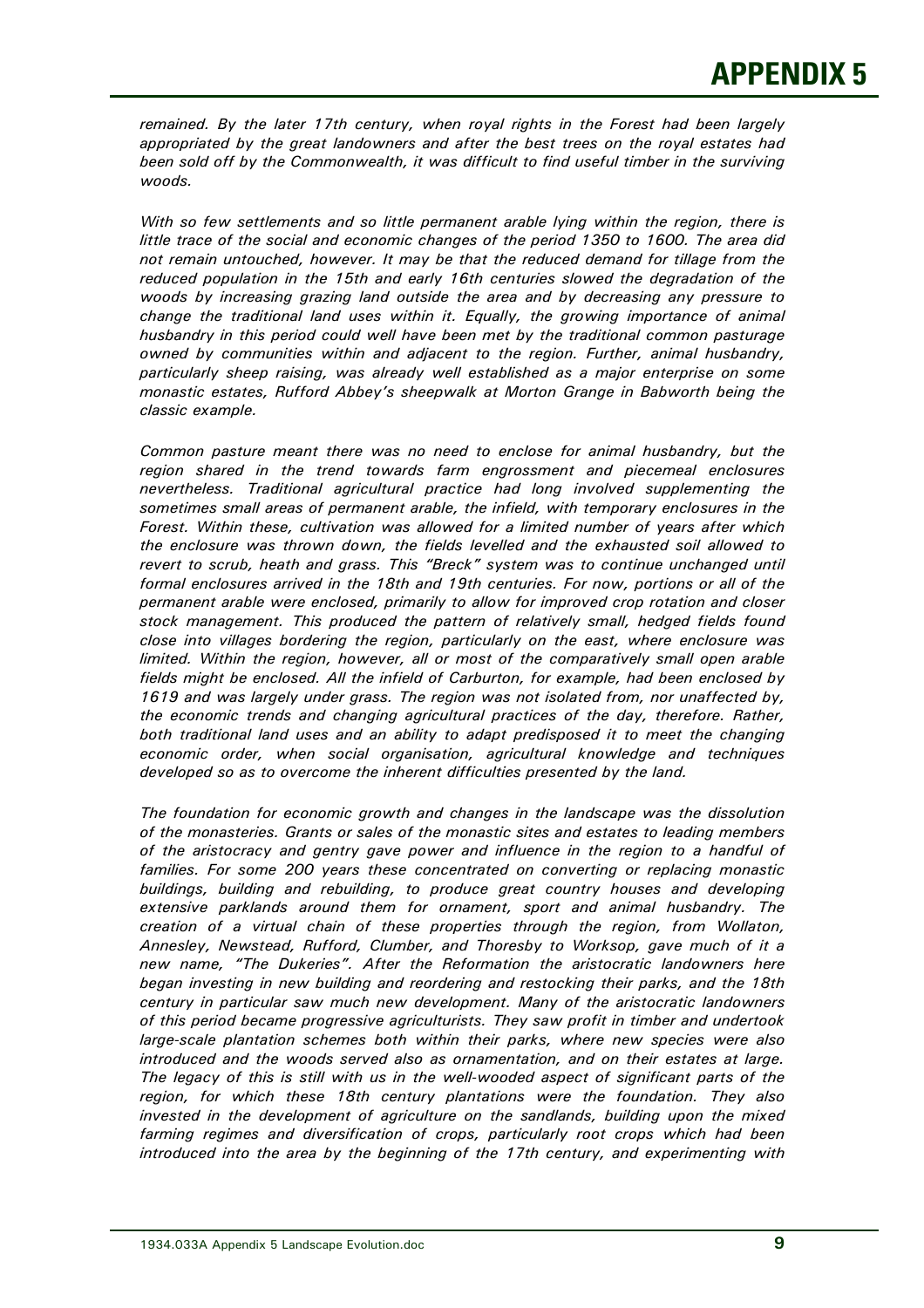*remained. By the later 17th century, when royal rights in the Forest had been largely appropriated by the great landowners and after the best trees on the royal estates had been sold off by the Commonwealth, it was difficult to find useful timber in the surviving woods.*

*With so few settlements and so little permanent arable lying within the region, there is little trace of the social and economic changes of the period 1350 to 1600. The area did not remain untouched, however. It may be that the reduced demand for tillage from the reduced population in the 15th and early 16th centuries slowed the degradation of the woods by increasing grazing land outside the area and by decreasing any pressure to change the traditional land uses within it. Equally, the growing importance of animal husbandry in this period could well have been met by the traditional common pasturage owned by communities within and adjacent to the region. Further, animal husbandry, particularly sheep raising, was already well established as a major enterprise on some monastic estates, Rufford Abbey's sheepwalk at Morton Grange in Babworth being the classic example.*

*Common pasture meant there was no need to enclose for animal husbandry, but the region shared in the trend towards farm engrossment and piecemeal enclosures nevertheless. Traditional agricultural practice had long involved supplementing the sometimes small areas of permanent arable, the infield, with temporary enclosures in the Forest. Within these, cultivation was allowed for a limited number of years after which the enclosure was thrown down, the fields levelled and the exhausted soil allowed to revert to scrub, heath and grass. This "Breck" system was to continue unchanged until formal enclosures arrived in the 18th and 19th centuries. For now, portions or all of the permanent arable were enclosed, primarily to allow for improved crop rotation and closer stock management. This produced the pattern of relatively small, hedged fields found close into villages bordering the region, particularly on the east, where enclosure was limited. Within the region, however, all or most of the comparatively small open arable fields might be enclosed. All the infield of Carburton, for example, had been enclosed by 1619 and was largely under grass. The region was not isolated from, nor unaffected by, the economic trends and changing agricultural practices of the day, therefore. Rather, both traditional land uses and an ability to adapt predisposed it to meet the changing economic order, when social organisation, agricultural knowledge and techniques developed so as to overcome the inherent difficulties presented by the land.*

*The foundation for economic growth and changes in the landscape was the dissolution of the monasteries. Grants or sales of the monastic sites and estates to leading members of the aristocracy and gentry gave power and influence in the region to a handful of families. For some 200 years these concentrated on converting or replacing monastic buildings, building and rebuilding, to produce great country houses and developing extensive parklands around them for ornament, sport and animal husbandry. The creation of a virtual chain of these properties through the region, from Wollaton, Annesley, Newstead, Rufford, Clumber, and Thoresby to Worksop, gave much of it a new name, "The Dukeries". After the Reformation the aristocratic landowners here began investing in new building and reordering and restocking their parks, and the 18th century in particular saw much new development. Many of the aristocratic landowners of this period became progressive agriculturists. They saw profit in timber and undertook large-scale plantation schemes both within their parks, where new species were also introduced and the woods served also as ornamentation, and on their estates at large. The legacy of this is still with us in the well-wooded aspect of significant parts of the region, for which these 18th century plantations were the foundation. They also invested in the development of agriculture on the sandlands, building upon the mixed farming regimes and diversification of crops, particularly root crops which had been introduced into the area by the beginning of the 17th century, and experimenting with*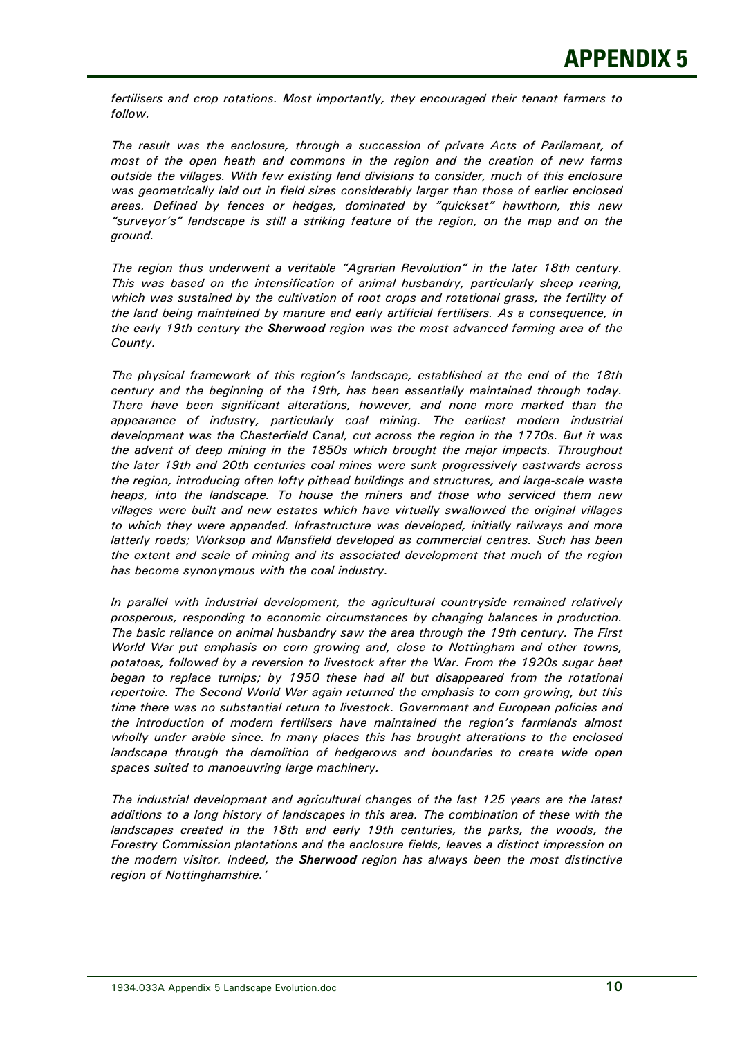*fertilisers and crop rotations. Most importantly, they encouraged their tenant farmers to follow.*

*The result was the enclosure, through a succession of private Acts of Parliament, of most of the open heath and commons in the region and the creation of new farms outside the villages. With few existing land divisions to consider, much of this enclosure was geometrically laid out in field sizes considerably larger than those of earlier enclosed areas. Defined by fences or hedges, dominated by "quickset" hawthorn, this new "surveyor's" landscape is still a striking feature of the region, on the map and on the ground.*

*The region thus underwent a veritable "Agrarian Revolution" in the later 18th century. This was based on the intensification of animal husbandry, particularly sheep rearing, which was sustained by the cultivation of root crops and rotational grass, the fertility of the land being maintained by manure and early artificial fertilisers. As a consequence, in the early 19th century the* ***Sherwood*** *region was the most advanced farming area of the County.*

*The physical framework of this region's landscape, established at the end of the 18th century and the beginning of the 19th, has been essentially maintained through today. There have been significant alterations, however, and none more marked than the appearance of industry, particularly coal mining. The earliest modern industrial development was the Chesterfield Canal, cut across the region in the 1770s. But it was the advent of deep mining in the 1850s which brought the major impacts. Throughout the later 19th and 20th centuries coal mines were sunk progressively eastwards across the region, introducing often lofty pithead buildings and structures, and large-scale waste heaps, into the landscape. To house the miners and those who serviced them new villages were built and new estates which have virtually swallowed the original villages to which they were appended. Infrastructure was developed, initially railways and more latterly roads; Worksop and Mansfield developed as commercial centres. Such has been the extent and scale of mining and its associated development that much of the region has become synonymous with the coal industry.*

*In parallel with industrial development, the agricultural countryside remained relatively prosperous, responding to economic circumstances by changing balances in production. The basic reliance on animal husbandry saw the area through the 19th century. The First World War put emphasis on corn growing and, close to Nottingham and other towns, potatoes, followed by a reversion to livestock after the War. From the 1920s sugar beet began to replace turnips; by 1950 these had all but disappeared from the rotational repertoire. The Second World War again returned the emphasis to corn growing, but this time there was no substantial return to livestock. Government and European policies and the introduction of modern fertilisers have maintained the region's farmlands almost wholly under arable since. In many places this has brought alterations to the enclosed landscape through the demolition of hedgerows and boundaries to create wide open spaces suited to manoeuvring large machinery.*

*The industrial development and agricultural changes of the last 125 years are the latest additions to a long history of landscapes in this area. The combination of these with the landscapes created in the 18th and early 19th centuries, the parks, the woods, the Forestry Commission plantations and the enclosure fields, leaves a distinct impression on the modern visitor. Indeed, the* ***Sherwood*** *region has always been the most distinctive region of Nottinghamshire.'*